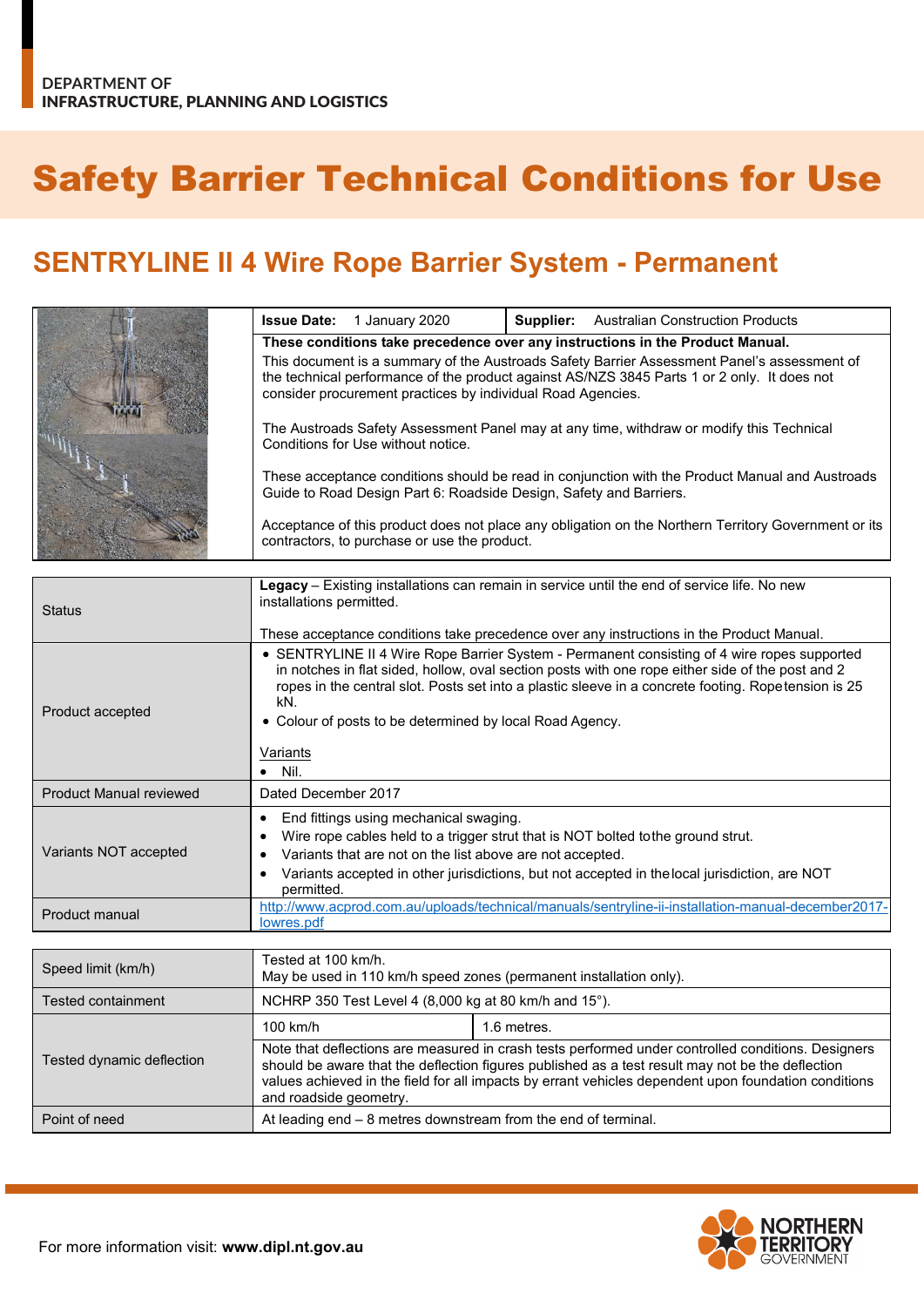DEPARTMENT OF
INFRASTRUCTURE, PLANNING AND LOGISTICS

# Safety Barrier Technical Conditions for Use

## SENTRYLINE II 4 Wire Rope Barrier System - Permanent

| **Issue Date:** 1 January 2020 | **Supplier:** Australian Construction Products |
|---|---|

**These conditions take precedence over any instructions in the Product Manual.**

This document is a summary of the Austroads Safety Barrier Assessment Panel's assessment of the technical performance of the product against AS/NZS 3845 Parts 1 or 2 only. It does not consider procurement practices by individual Road Agencies.

The Austroads Safety Assessment Panel may at any time, withdraw or modify this Technical Conditions for Use without notice.

These acceptance conditions should be read in conjunction with the Product Manual and Austroads Guide to Road Design Part 6: Roadside Design, Safety and Barriers.

Acceptance of this product does not place any obligation on the Northern Territory Government or its contractors, to purchase or use the product.

| | |
|---|---|
| Status | **Legacy** – Existing installations can remain in service until the end of service life. No new installations permitted.<br><br>These acceptance conditions take precedence over any instructions in the Product Manual. |
| Product accepted | • SENTRYLINE II 4 Wire Rope Barrier System - Permanent consisting of 4 wire ropes supported in notches in flat sided, hollow, oval section posts with one rope either side of the post and 2 ropes in the central slot. Posts set into a plastic sleeve in a concrete footing. Rope tension is 25 kN.<br>• Colour of posts to be determined by local Road Agency.<br><br>Variants<br>• Nil. |
| Product Manual reviewed | Dated December 2017 |
| Variants NOT accepted | • End fittings using mechanical swaging.<br>• Wire rope cables held to a trigger strut that is NOT bolted to the ground strut.<br>• Variants that are not on the list above are not accepted.<br>• Variants accepted in other jurisdictions, but not accepted in the local jurisdiction, are NOT permitted. |
| Product manual | http://www.acprod.com.au/uploads/technical/manuals/sentryline-ii-installation-manual-december2017-lowres.pdf |

| | | |
|---|---|---|
| Speed limit (km/h) | Tested at 100 km/h.<br>May be used in 110 km/h speed zones (permanent installation only). | |
| Tested containment | NCHRP 350 Test Level 4 (8,000 kg at 80 km/h and 15°). | |
| Tested dynamic deflection | 100 km/h | 1.6 metres. |
| | Note that deflections are measured in crash tests performed under controlled conditions. Designers should be aware that the deflection figures published as a test result may not be the deflection values achieved in the field for all impacts by errant vehicles dependent upon foundation conditions and roadside geometry. | |
| Point of need | At leading end – 8 metres downstream from the end of terminal. | |

For more information visit: **www.dipl.nt.gov.au**

NORTHERN TERRITORY GOVERNMENT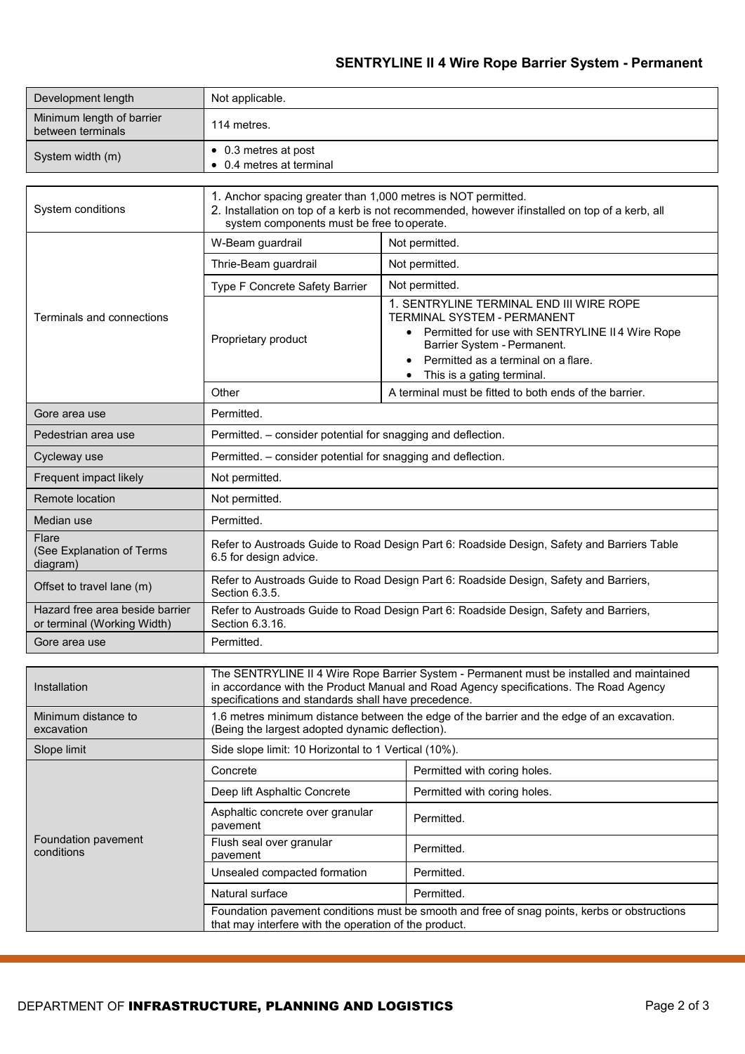## SENTRYLINE II 4 Wire Rope Barrier System - Permanent

| | |
|---|---|
| Development length | Not applicable. |
| Minimum length of barrier between terminals | 114 metres. |
| System width (m) | • 0.3 metres at post<br>• 0.4 metres at terminal |

| | | |
|---|---|---|
| System conditions | 1. Anchor spacing greater than 1,000 metres is NOT permitted.<br>2. Installation on top of a kerb is not recommended, however if installed on top of a kerb, all system components must be free to operate. | |
| Terminals and connections | W-Beam guardrail | Not permitted. |
| | Thrie-Beam guardrail | Not permitted. |
| | Type F Concrete Safety Barrier | Not permitted. |
| | Proprietary product | 1. SENTRYLINE TERMINAL END III WIRE ROPE TERMINAL SYSTEM - PERMANENT<br>• Permitted for use with SENTRYLINE II 4 Wire Rope Barrier System - Permanent.<br>• Permitted as a terminal on a flare.<br>• This is a gating terminal. |
| | Other | A terminal must be fitted to both ends of the barrier. |
| Gore area use | Permitted. | |
| Pedestrian area use | Permitted. – consider potential for snagging and deflection. | |
| Cycleway use | Permitted. – consider potential for snagging and deflection. | |
| Frequent impact likely | Not permitted. | |
| Remote location | Not permitted. | |
| Median use | Permitted. | |
| Flare (See Explanation of Terms diagram) | Refer to Austroads Guide to Road Design Part 6: Roadside Design, Safety and Barriers Table 6.5 for design advice. | |
| Offset to travel lane (m) | Refer to Austroads Guide to Road Design Part 6: Roadside Design, Safety and Barriers, Section 6.3.5. | |
| Hazard free area beside barrier or terminal (Working Width) | Refer to Austroads Guide to Road Design Part 6: Roadside Design, Safety and Barriers, Section 6.3.16. | |
| Gore area use | Permitted. | |

| | | |
|---|---|---|
| Installation | The SENTRYLINE II 4 Wire Rope Barrier System - Permanent must be installed and maintained in accordance with the Product Manual and Road Agency specifications. The Road Agency specifications and standards shall have precedence. | |
| Minimum distance to excavation | 1.6 metres minimum distance between the edge of the barrier and the edge of an excavation. (Being the largest adopted dynamic deflection). | |
| Slope limit | Side slope limit: 10 Horizontal to 1 Vertical (10%). | |
| Foundation pavement conditions | Concrete | Permitted with coring holes. |
| | Deep lift Asphaltic Concrete | Permitted with coring holes. |
| | Asphaltic concrete over granular pavement | Permitted. |
| | Flush seal over granular pavement | Permitted. |
| | Unsealed compacted formation | Permitted. |
| | Natural surface | Permitted. |
| | Foundation pavement conditions must be smooth and free of snag points, kerbs or obstructions that may interfere with the operation of the product. | |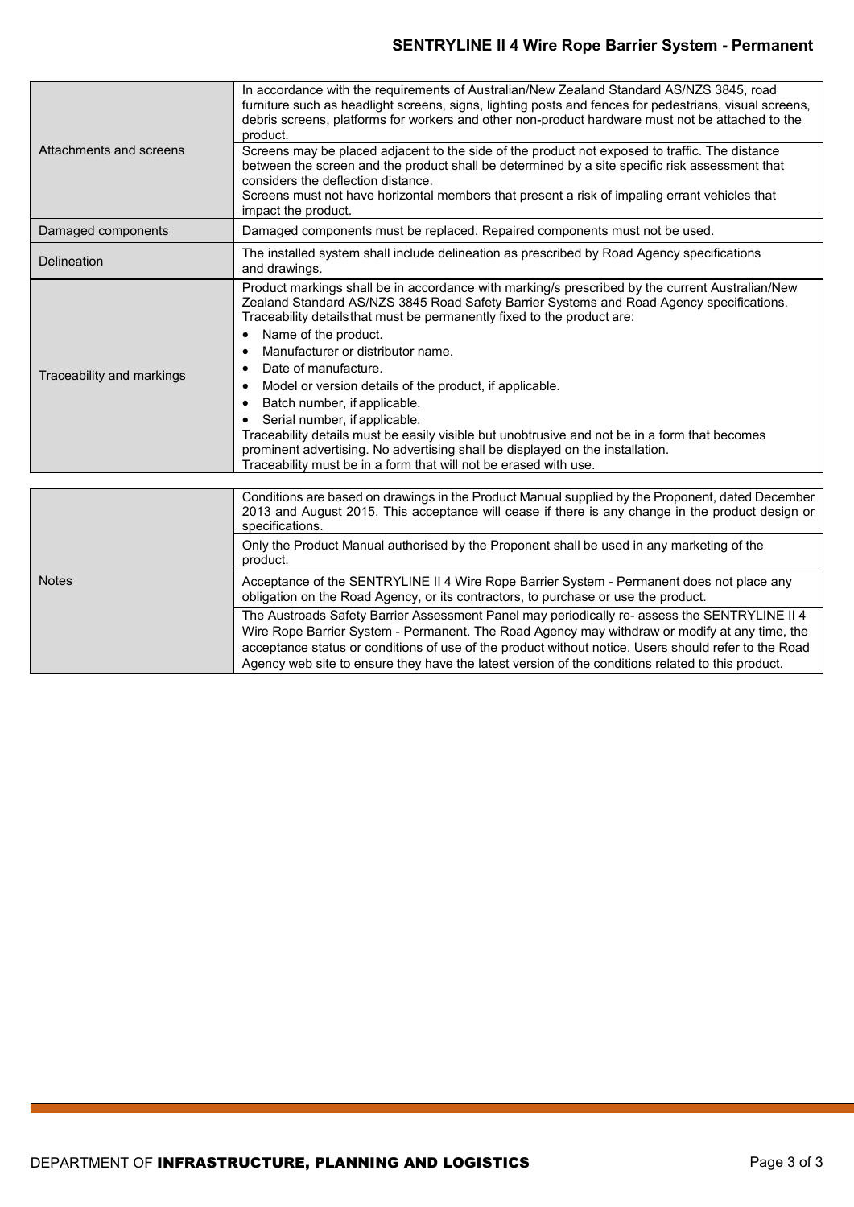| | |
|---|---|
| Attachments and screens | In accordance with the requirements of Australian/New Zealand Standard AS/NZS 3845, road furniture such as headlight screens, signs, lighting posts and fences for pedestrians, visual screens, debris screens, platforms for workers and other non-product hardware must not be attached to the product. |
| | Screens may be placed adjacent to the side of the product not exposed to traffic. The distance between the screen and the product shall be determined by a site specific risk assessment that considers the deflection distance.<br>Screens must not have horizontal members that present a risk of impaling errant vehicles that impact the product. |
| Damaged components | Damaged components must be replaced. Repaired components must not be used. |
| Delineation | The installed system shall include delineation as prescribed by Road Agency specifications and drawings. |
| Traceability and markings | Product markings shall be in accordance with marking/s prescribed by the current Australian/New Zealand Standard AS/NZS 3845 Road Safety Barrier Systems and Road Agency specifications. Traceability details that must be permanently fixed to the product are:<br>• Name of the product.<br>• Manufacturer or distributor name.<br>• Date of manufacture.<br>• Model or version details of the product, if applicable.<br>• Batch number, if applicable.<br>• Serial number, if applicable.<br>Traceability details must be easily visible but unobtrusive and not be in a form that becomes prominent advertising. No advertising shall be displayed on the installation.<br>Traceability must be in a form that will not be erased with use. |

| | |
|---|---|
| Notes | Conditions are based on drawings in the Product Manual supplied by the Proponent, dated December 2013 and August 2015. This acceptance will cease if there is any change in the product design or specifications. |
| | Only the Product Manual authorised by the Proponent shall be used in any marketing of the product. |
| | Acceptance of the SENTRYLINE II 4 Wire Rope Barrier System - Permanent does not place any obligation on the Road Agency, or its contractors, to purchase or use the product. |
| | The Austroads Safety Barrier Assessment Panel may periodically re- assess the SENTRYLINE II 4 Wire Rope Barrier System - Permanent. The Road Agency may withdraw or modify at any time, the acceptance status or conditions of use of the product without notice. Users should refer to the Road Agency web site to ensure they have the latest version of the conditions related to this product. |